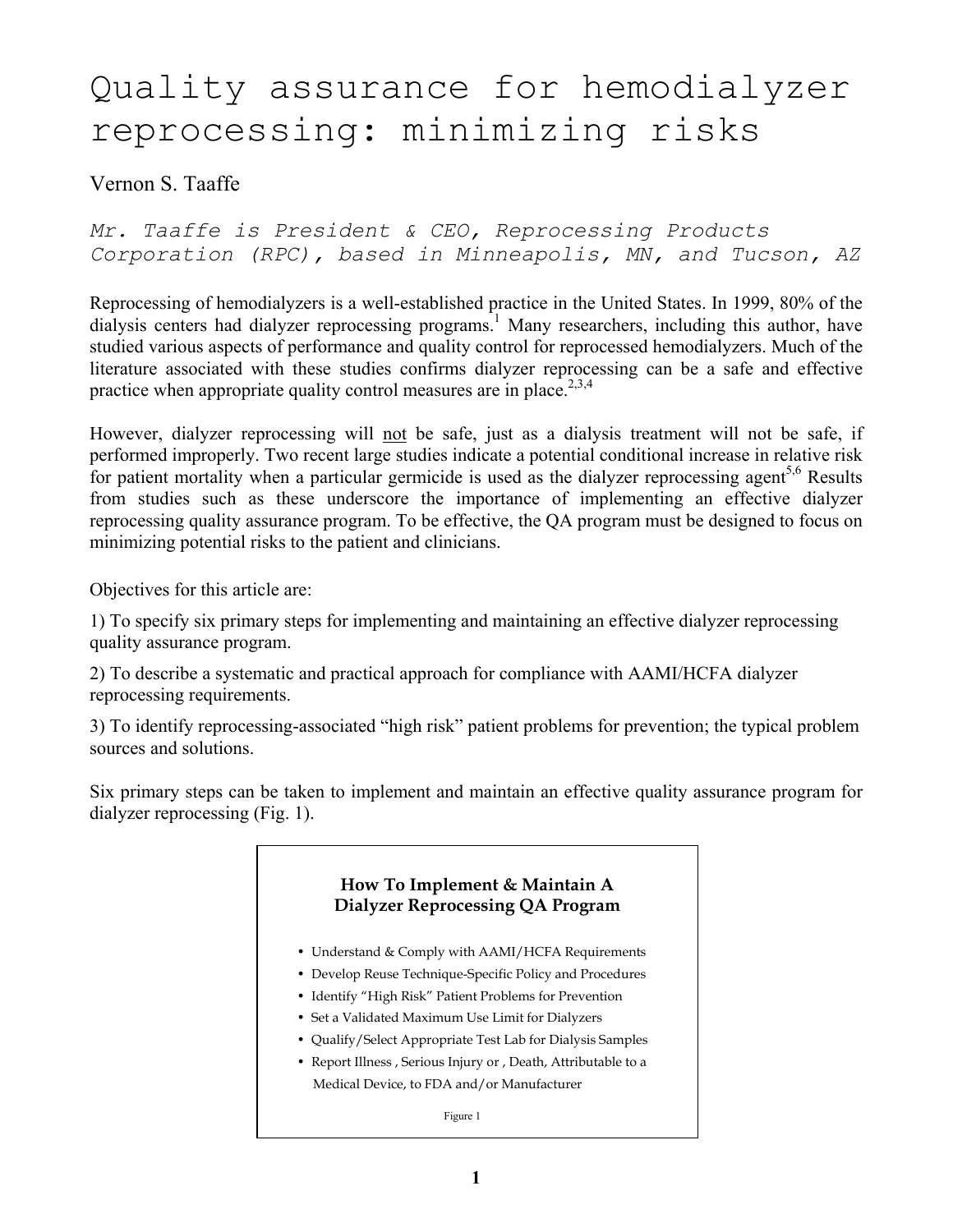# Quality assurance for hemodialyzer reprocessing: minimizing risks

Vernon S. Taaffe

*Mr. Taaffe is President & CEO, Reprocessing Products Corporation (RPC), based in Minneapolis, MN, and Tucson, AZ*

Reprocessing of hemodialyzers is a well-established practice in the United States. In 1999, 80% of the dialysis centers had dialyzer reprocessing programs.[1] Many researchers, including this author, have studied various aspects of performance and quality control for reprocessed hemodialyzers. Much of the literature associated with these studies confirms dialyzer reprocessing can be a safe and effective practice when appropriate quality control measures are in place.[2,3,4]

However, dialyzer reprocessing will not be safe, just as a dialysis treatment will not be safe, if performed improperly. Two recent large studies indicate a potential conditional increase in relative risk for patient mortality when a particular germicide is used as the dialyzer reprocessing agent[5,6] Results from studies such as these underscore the importance of implementing an effective dialyzer reprocessing quality assurance program. To be effective, the QA program must be designed to focus on minimizing potential risks to the patient and clinicians.

Objectives for this article are:

1) To specify six primary steps for implementing and maintaining an effective dialyzer reprocessing quality assurance program.

2) To describe a systematic and practical approach for compliance with AAMI/HCFA dialyzer reprocessing requirements.

3) To identify reprocessing-associated "high risk" patient problems for prevention; the typical problem sources and solutions.

Six primary steps can be taken to implement and maintain an effective quality assurance program for dialyzer reprocessing (Fig. 1).

**How To Implement & Maintain A Dialyzer Reprocessing QA Program**

- Understand & Comply with AAMI/HCFA Requirements
- Develop Reuse Technique-Specific Policy and Procedures
- Identify "High Risk" Patient Problems for Prevention
- Set a Validated Maximum Use Limit for Dialyzers
- Qualify/Select Appropriate Test Lab for Dialysis Samples
- Report Illness , Serious Injury or , Death, Attributable to a Medical Device, to FDA and/or Manufacturer

Figure 1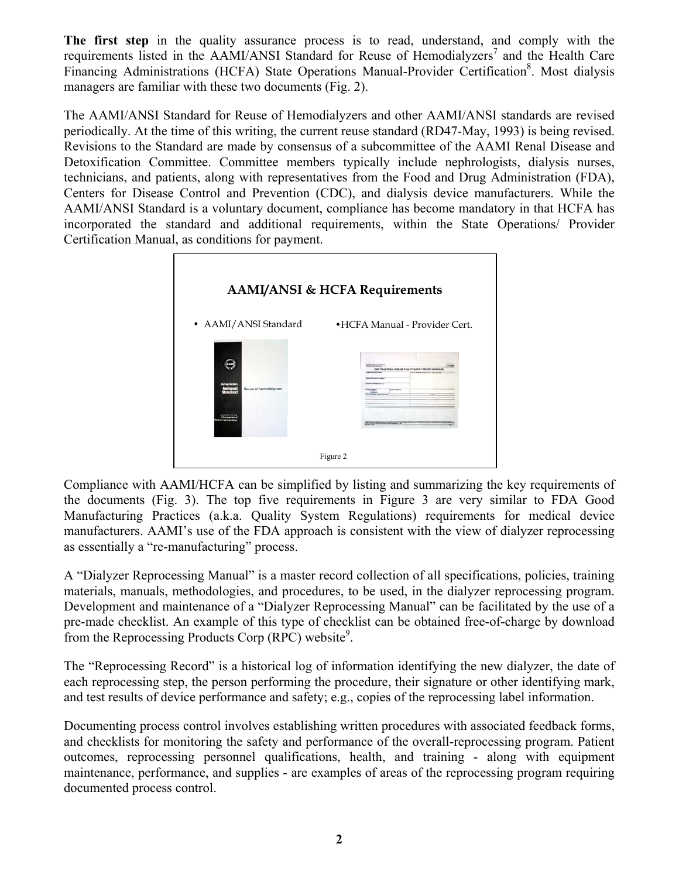**The first step** in the quality assurance process is to read, understand, and comply with the requirements listed in the AAMI/ANSI Standard for Reuse of Hemodialyzers[7] and the Health Care Financing Administrations (HCFA) State Operations Manual-Provider Certification[8]. Most dialysis managers are familiar with these two documents (Fig. 2).

The AAMI/ANSI Standard for Reuse of Hemodialyzers and other AAMI/ANSI standards are revised periodically. At the time of this writing, the current reuse standard (RD47-May, 1993) is being revised. Revisions to the Standard are made by consensus of a subcommittee of the AAMI Renal Disease and Detoxification Committee. Committee members typically include nephrologists, dialysis nurses, technicians, and patients, along with representatives from the Food and Drug Administration (FDA), Centers for Disease Control and Prevention (CDC), and dialysis device manufacturers. While the AAMI/ANSI Standard is a voluntary document, compliance has become mandatory in that HCFA has incorporated the standard and additional requirements, within the State Operations/ Provider Certification Manual, as conditions for payment.

**AAMI/ANSI & HCFA Requirements**

- AAMI/ANSI Standard
- HCFA Manual - Provider Cert.

Figure 2

Compliance with AAMI/HCFA can be simplified by listing and summarizing the key requirements of the documents (Fig. 3). The top five requirements in Figure 3 are very similar to FDA Good Manufacturing Practices (a.k.a. Quality System Regulations) requirements for medical device manufacturers. AAMI's use of the FDA approach is consistent with the view of dialyzer reprocessing as essentially a "re-manufacturing" process.

A "Dialyzer Reprocessing Manual" is a master record collection of all specifications, policies, training materials, manuals, methodologies, and procedures, to be used, in the dialyzer reprocessing program. Development and maintenance of a "Dialyzer Reprocessing Manual" can be facilitated by the use of a pre-made checklist. An example of this type of checklist can be obtained free-of-charge by download from the Reprocessing Products Corp (RPC) website[9].

The "Reprocessing Record" is a historical log of information identifying the new dialyzer, the date of each reprocessing step, the person performing the procedure, their signature or other identifying mark, and test results of device performance and safety; e.g., copies of the reprocessing label information.

Documenting process control involves establishing written procedures with associated feedback forms, and checklists for monitoring the safety and performance of the overall-reprocessing program. Patient outcomes, reprocessing personnel qualifications, health, and training - along with equipment maintenance, performance, and supplies - are examples of areas of the reprocessing program requiring documented process control.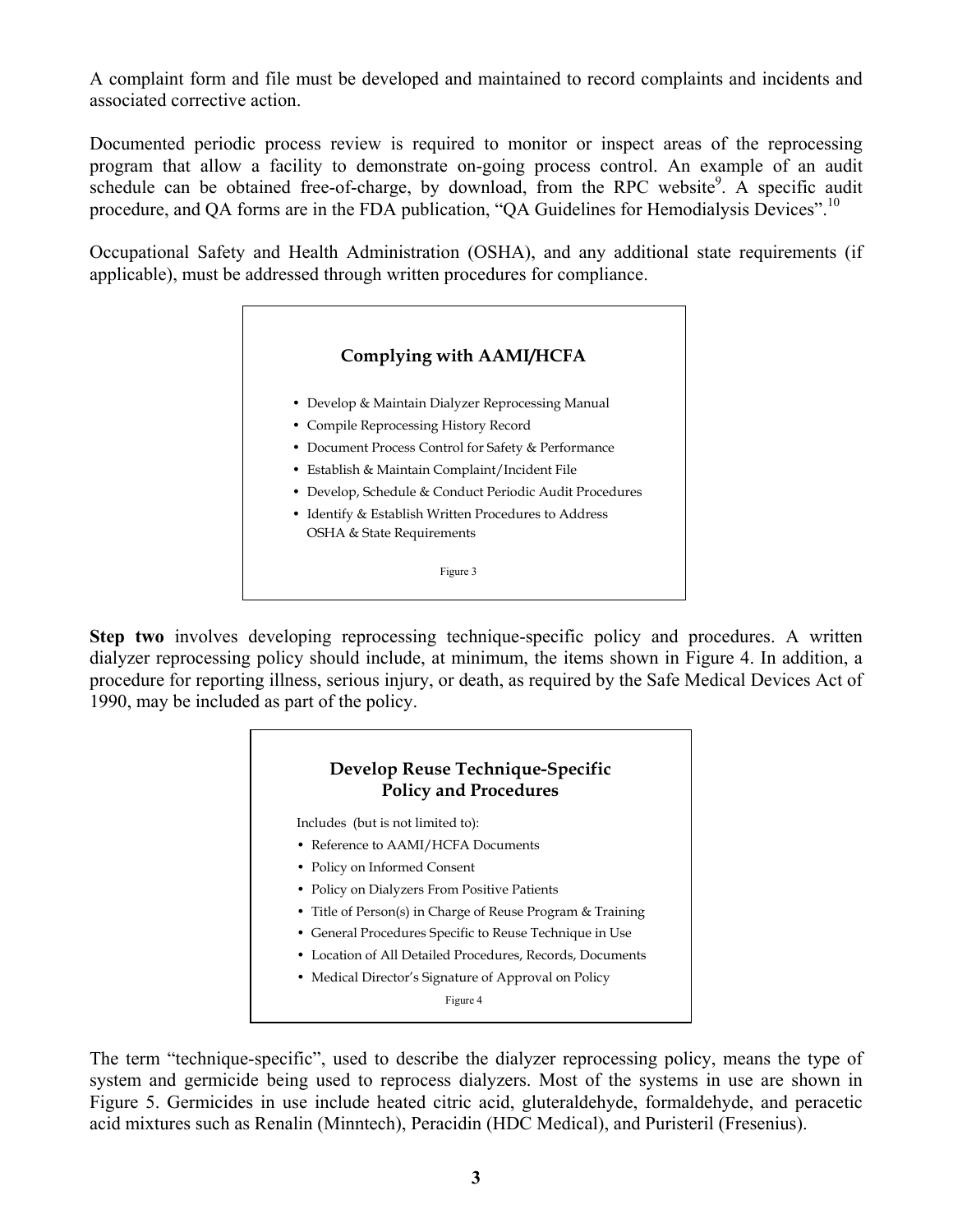A complaint form and file must be developed and maintained to record complaints and incidents and associated corrective action.

Documented periodic process review is required to monitor or inspect areas of the reprocessing program that allow a facility to demonstrate on-going process control. An example of an audit schedule can be obtained free-of-charge, by download, from the RPC website[9]. A specific audit procedure, and QA forms are in the FDA publication, "QA Guidelines for Hemodialysis Devices".[10]

Occupational Safety and Health Administration (OSHA), and any additional state requirements (if applicable), must be addressed through written procedures for compliance.

**Complying with AAMI/HCFA**

- Develop & Maintain Dialyzer Reprocessing Manual
- Compile Reprocessing History Record
- Document Process Control for Safety & Performance
- Establish & Maintain Complaint/Incident File
- Develop, Schedule & Conduct Periodic Audit Procedures
- Identify & Establish Written Procedures to Address OSHA & State Requirements

Figure 3

**Step two** involves developing reprocessing technique-specific policy and procedures. A written dialyzer reprocessing policy should include, at minimum, the items shown in Figure 4. In addition, a procedure for reporting illness, serious injury, or death, as required by the Safe Medical Devices Act of 1990, may be included as part of the policy.

**Develop Reuse Technique-Specific Policy and Procedures**

Includes (but is not limited to):

- Reference to AAMI/HCFA Documents
- Policy on Informed Consent
- Policy on Dialyzers From Positive Patients
- Title of Person(s) in Charge of Reuse Program & Training
- General Procedures Specific to Reuse Technique in Use
- Location of All Detailed Procedures, Records, Documents
- Medical Director's Signature of Approval on Policy

Figure 4

The term "technique-specific", used to describe the dialyzer reprocessing policy, means the type of system and germicide being used to reprocess dialyzers. Most of the systems in use are shown in Figure 5. Germicides in use include heated citric acid, gluteraldehyde, formaldehyde, and peracetic acid mixtures such as Renalin (Minntech), Peracidin (HDC Medical), and Puristeril (Fresenius).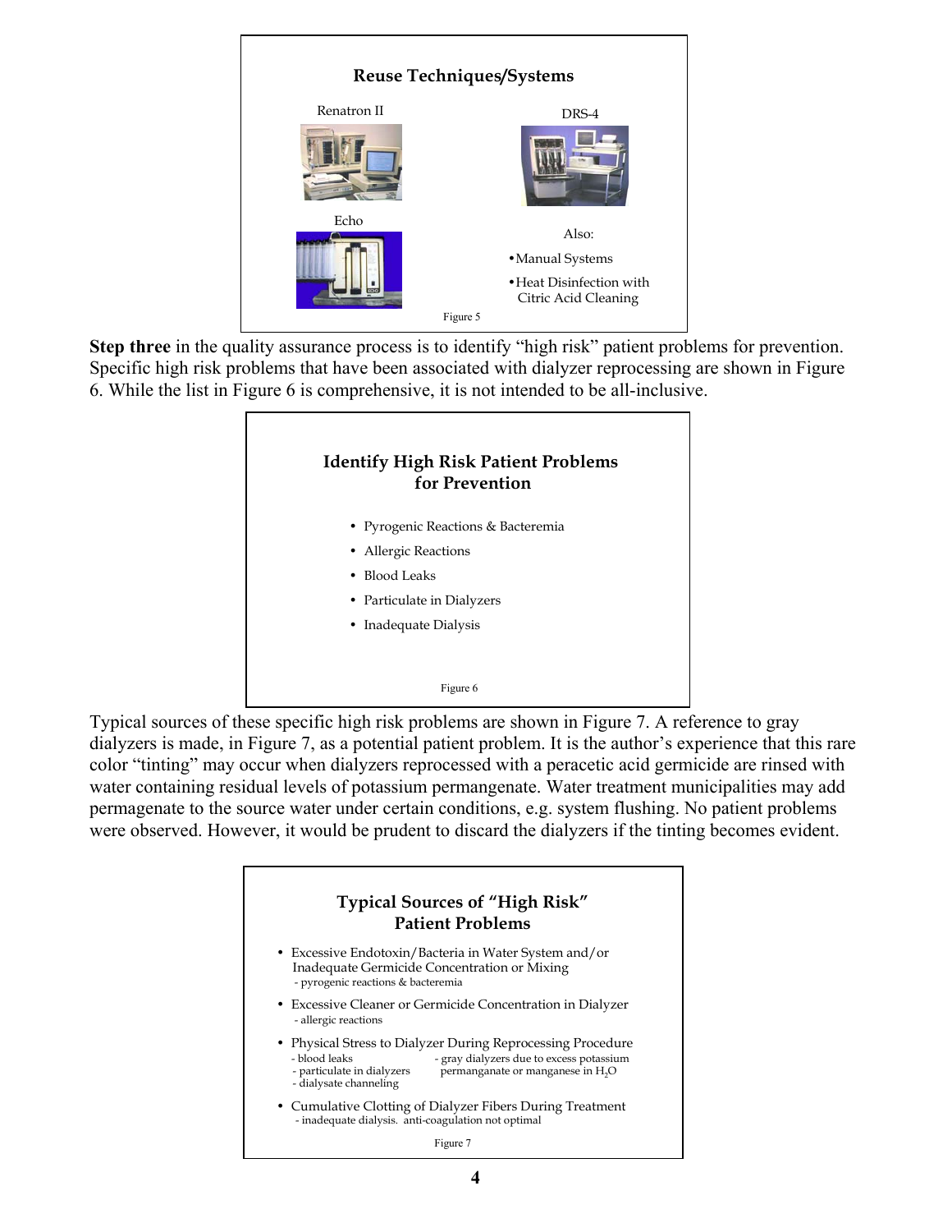**Reuse Techniques/Systems**

Renatron II

DRS-4

Echo

Also:

- Manual Systems
- Heat Disinfection with Citric Acid Cleaning

Figure 5

**Step three** in the quality assurance process is to identify "high risk" patient problems for prevention. Specific high risk problems that have been associated with dialyzer reprocessing are shown in Figure 6. While the list in Figure 6 is comprehensive, it is not intended to be all-inclusive.

**Identify High Risk Patient Problems for Prevention**

- Pyrogenic Reactions & Bacteremia
- Allergic Reactions
- Blood Leaks
- Particulate in Dialyzers
- Inadequate Dialysis

Figure 6

Typical sources of these specific high risk problems are shown in Figure 7. A reference to gray dialyzers is made, in Figure 7, as a potential patient problem. It is the author's experience that this rare color "tinting" may occur when dialyzers reprocessed with a peracetic acid germicide are rinsed with water containing residual levels of potassium permanganate. Water treatment municipalities may add permagenate to the source water under certain conditions, e.g. system flushing. No patient problems were observed. However, it would be prudent to discard the dialyzers if the tinting becomes evident.

**Typical Sources of "High Risk" Patient Problems**

- Excessive Endotoxin/Bacteria in Water System and/or Inadequate Germicide Concentration or Mixing
  - pyrogenic reactions & bacteremia
- Excessive Cleaner or Germicide Concentration in Dialyzer
  - allergic reactions
- Physical Stress to Dialyzer During Reprocessing Procedure
  - blood leaks
  - particulate in dialyzers
  - dialysate channeling
  - gray dialyzers due to excess potassium permanganate or manganese in $H_2O$
- Cumulative Clotting of Dialyzer Fibers During Treatment
  - inadequate dialysis. anti-coagulation not optimal

Figure 7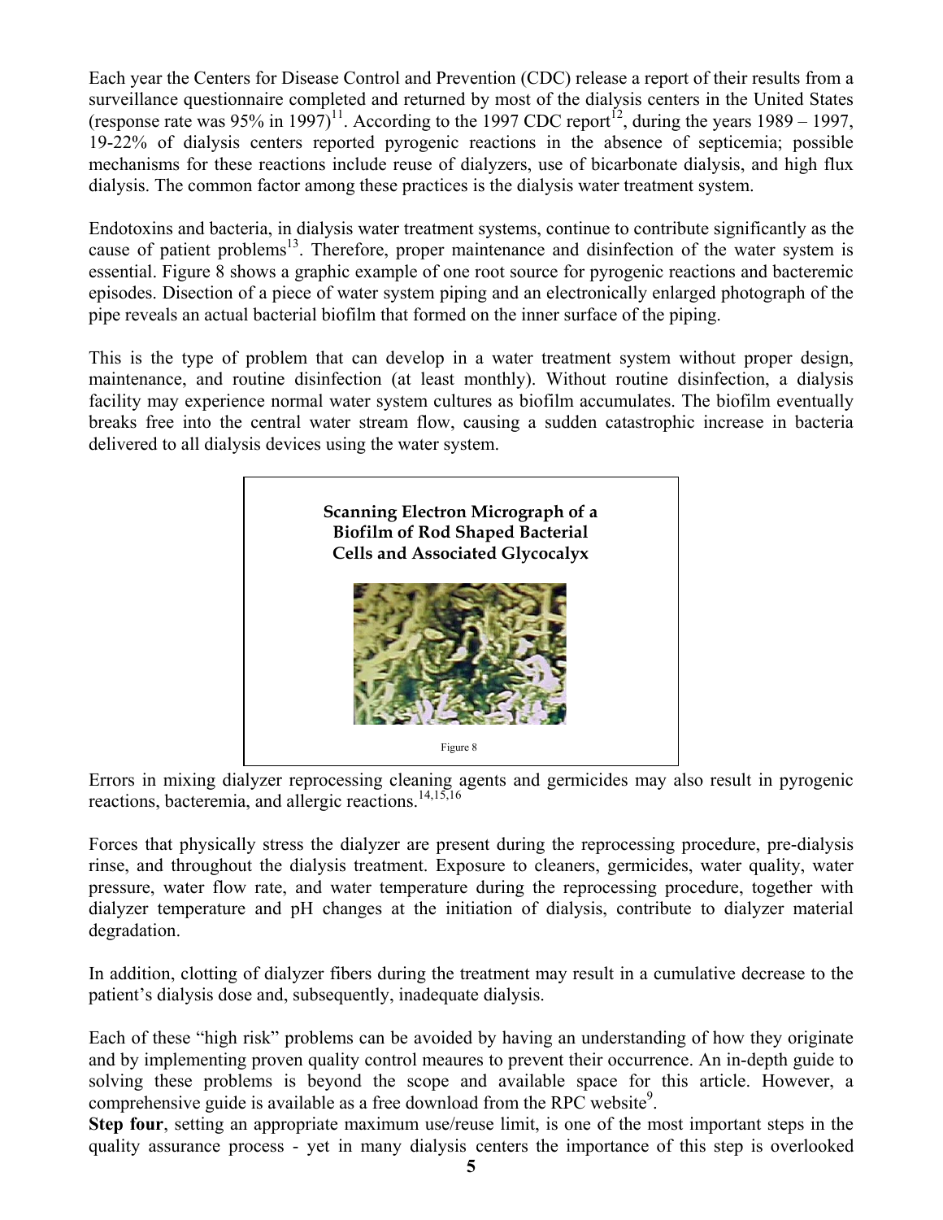Each year the Centers for Disease Control and Prevention (CDC) release a report of their results from a surveillance questionnaire completed and returned by most of the dialysis centers in the United States (response rate was 95% in 1997)[11]. According to the 1997 CDC report[12], during the years 1989 – 1997, 19-22% of dialysis centers reported pyrogenic reactions in the absence of septicemia; possible mechanisms for these reactions include reuse of dialyzers, use of bicarbonate dialysis, and high flux dialysis. The common factor among these practices is the dialysis water treatment system.

Endotoxins and bacteria, in dialysis water treatment systems, continue to contribute significantly as the cause of patient problems[13]. Therefore, proper maintenance and disinfection of the water system is essential. Figure 8 shows a graphic example of one root source for pyrogenic reactions and bacteremic episodes. Disection of a piece of water system piping and an electronically enlarged photograph of the pipe reveals an actual bacterial biofilm that formed on the inner surface of the piping.

This is the type of problem that can develop in a water treatment system without proper design, maintenance, and routine disinfection (at least monthly). Without routine disinfection, a dialysis facility may experience normal water system cultures as biofilm accumulates. The biofilm eventually breaks free into the central water stream flow, causing a sudden catastrophic increase in bacteria delivered to all dialysis devices using the water system.

**Scanning Electron Micrograph of a Biofilm of Rod Shaped Bacterial Cells and Associated Glycocalyx**

Figure 8

Errors in mixing dialyzer reprocessing cleaning agents and germicides may also result in pyrogenic reactions, bacteremia, and allergic reactions.[14,15,16]

Forces that physically stress the dialyzer are present during the reprocessing procedure, pre-dialysis rinse, and throughout the dialysis treatment. Exposure to cleaners, germicides, water quality, water pressure, water flow rate, and water temperature during the reprocessing procedure, together with dialyzer temperature and pH changes at the initiation of dialysis, contribute to dialyzer material degradation.

In addition, clotting of dialyzer fibers during the treatment may result in a cumulative decrease to the patient's dialysis dose and, subsequently, inadequate dialysis.

Each of these "high risk" problems can be avoided by having an understanding of how they originate and by implementing proven quality control meaures to prevent their occurrence. An in-depth guide to solving these problems is beyond the scope and available space for this article. However, a comprehensive guide is available as a free download from the RPC website[9].

**Step four**, setting an appropriate maximum use/reuse limit, is one of the most important steps in the quality assurance process - yet in many dialysis centers the importance of this step is overlooked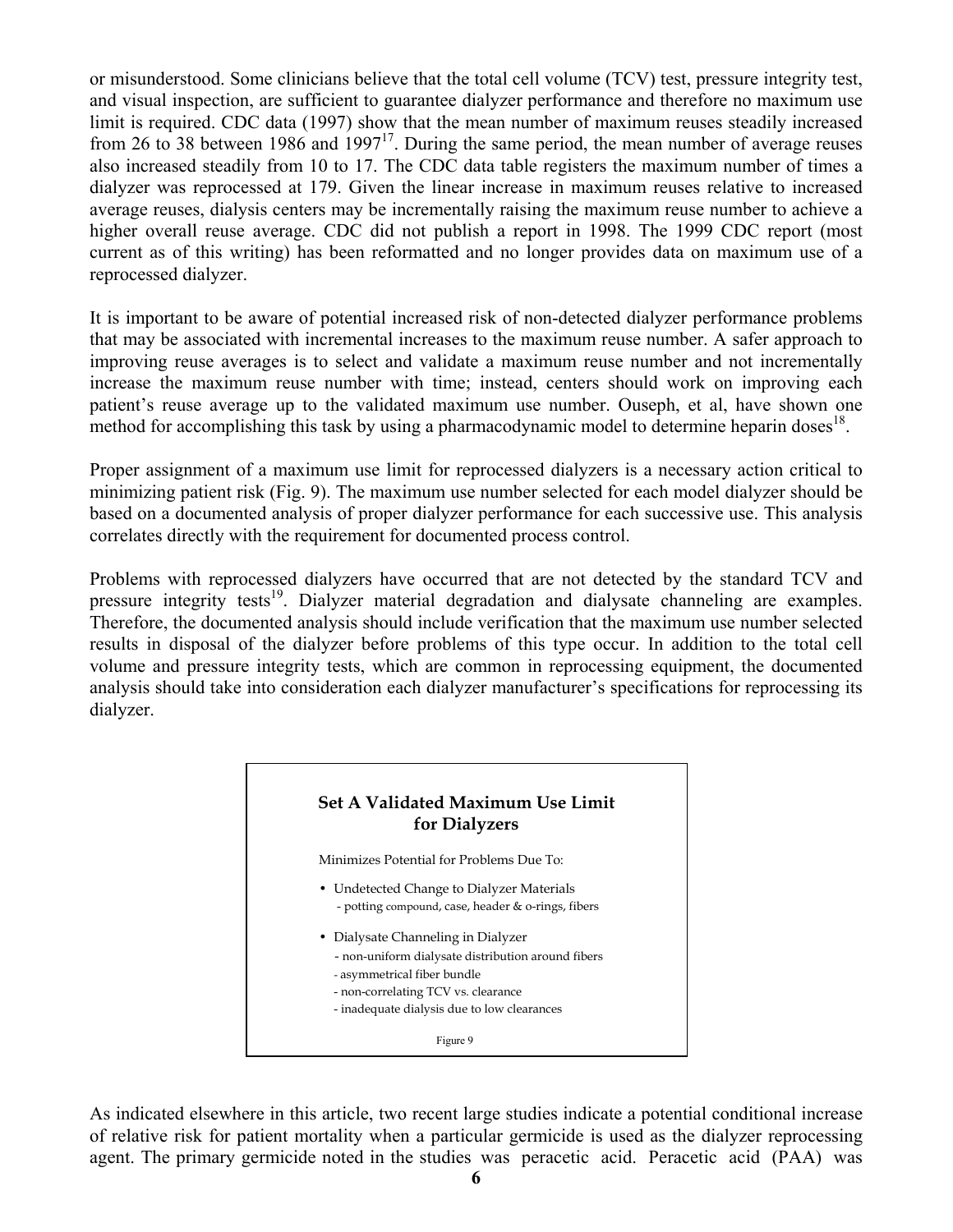or misunderstood. Some clinicians believe that the total cell volume (TCV) test, pressure integrity test, and visual inspection, are sufficient to guarantee dialyzer performance and therefore no maximum use limit is required. CDC data (1997) show that the mean number of maximum reuses steadily increased from 26 to 38 between 1986 and 1997[17]. During the same period, the mean number of average reuses also increased steadily from 10 to 17. The CDC data table registers the maximum number of times a dialyzer was reprocessed at 179. Given the linear increase in maximum reuses relative to increased average reuses, dialysis centers may be incrementally raising the maximum reuse number to achieve a higher overall reuse average. CDC did not publish a report in 1998. The 1999 CDC report (most current as of this writing) has been reformatted and no longer provides data on maximum use of a reprocessed dialyzer.

It is important to be aware of potential increased risk of non-detected dialyzer performance problems that may be associated with incremental increases to the maximum reuse number. A safer approach to improving reuse averages is to select and validate a maximum reuse number and not incrementally increase the maximum reuse number with time; instead, centers should work on improving each patient's reuse average up to the validated maximum use number. Ouseph, et al, have shown one method for accomplishing this task by using a pharmacodynamic model to determine heparin doses[18].

Proper assignment of a maximum use limit for reprocessed dialyzers is a necessary action critical to minimizing patient risk (Fig. 9). The maximum use number selected for each model dialyzer should be based on a documented analysis of proper dialyzer performance for each successive use. This analysis correlates directly with the requirement for documented process control.

Problems with reprocessed dialyzers have occurred that are not detected by the standard TCV and pressure integrity tests[19]. Dialyzer material degradation and dialysate channeling are examples. Therefore, the documented analysis should include verification that the maximum use number selected results in disposal of the dialyzer before problems of this type occur. In addition to the total cell volume and pressure integrity tests, which are common in reprocessing equipment, the documented analysis should take into consideration each dialyzer manufacturer's specifications for reprocessing its dialyzer.

**Set A Validated Maximum Use Limit for Dialyzers**

Minimizes Potential for Problems Due To:

- Undetected Change to Dialyzer Materials
  - potting compound, case, header & o-rings, fibers
- Dialysate Channeling in Dialyzer
  - non-uniform dialysate distribution around fibers
  - asymmetrical fiber bundle
  - non-correlating TCV vs. clearance
  - inadequate dialysis due to low clearances

Figure 9

As indicated elsewhere in this article, two recent large studies indicate a potential conditional increase of relative risk for patient mortality when a particular germicide is used as the dialyzer reprocessing agent. The primary germicide noted in the studies was peracetic acid. Peracetic acid (PAA) was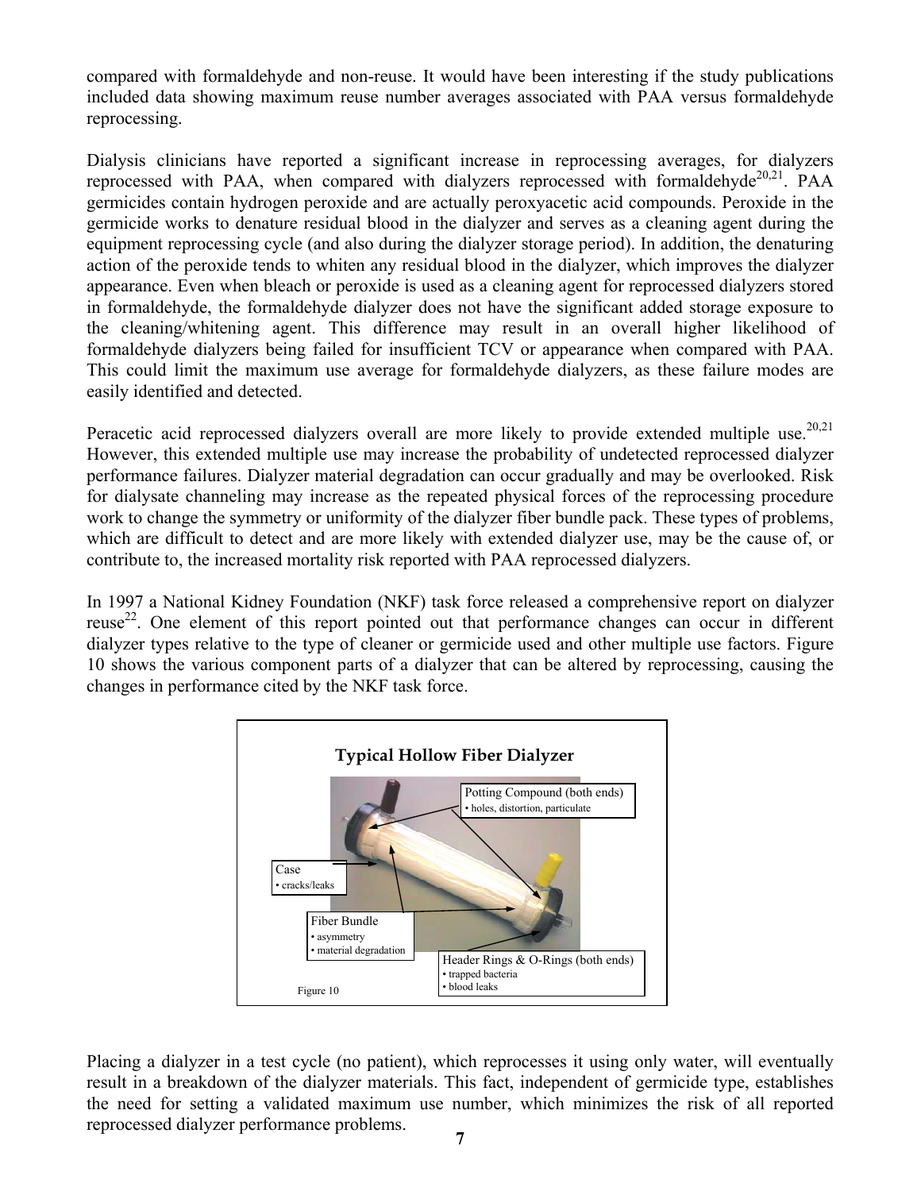compared with formaldehyde and non-reuse. It would have been interesting if the study publications included data showing maximum reuse number averages associated with PAA versus formaldehyde reprocessing.

Dialysis clinicians have reported a significant increase in reprocessing averages, for dialyzers reprocessed with PAA, when compared with dialyzers reprocessed with formaldehyde[20,21]. PAA germicides contain hydrogen peroxide and are actually peroxyacetic acid compounds. Peroxide in the germicide works to denature residual blood in the dialyzer and serves as a cleaning agent during the equipment reprocessing cycle (and also during the dialyzer storage period). In addition, the denaturing action of the peroxide tends to whiten any residual blood in the dialyzer, which improves the dialyzer appearance. Even when bleach or peroxide is used as a cleaning agent for reprocessed dialyzers stored in formaldehyde, the formaldehyde dialyzer does not have the significant added storage exposure to the cleaning/whitening agent. This difference may result in an overall higher likelihood of formaldehyde dialyzers being failed for insufficient TCV or appearance when compared with PAA. This could limit the maximum use average for formaldehyde dialyzers, as these failure modes are easily identified and detected.

Peracetic acid reprocessed dialyzers overall are more likely to provide extended multiple use.[20,21] However, this extended multiple use may increase the probability of undetected reprocessed dialyzer performance failures. Dialyzer material degradation can occur gradually and may be overlooked. Risk for dialysate channeling may increase as the repeated physical forces of the reprocessing procedure work to change the symmetry or uniformity of the dialyzer fiber bundle pack. These types of problems, which are difficult to detect and are more likely with extended dialyzer use, may be the cause of, or contribute to, the increased mortality risk reported with PAA reprocessed dialyzers.

In 1997 a National Kidney Foundation (NKF) task force released a comprehensive report on dialyzer reuse[22]. One element of this report pointed out that performance changes can occur in different dialyzer types relative to the type of cleaner or germicide used and other multiple use factors. Figure 10 shows the various component parts of a dialyzer that can be altered by reprocessing, causing the changes in performance cited by the NKF task force.

**Typical Hollow Fiber Dialyzer**

- Potting Compound (both ends)
  - holes, distortion, particulate
- Case
  - cracks/leaks
- Fiber Bundle
  - asymmetry
  - material degradation
- Header Rings & O-Rings (both ends)
  - trapped bacteria
  - blood leaks

Figure 10

Placing a dialyzer in a test cycle (no patient), which reprocesses it using only water, will eventually result in a breakdown of the dialyzer materials. This fact, independent of germicide type, establishes the need for setting a validated maximum use number, which minimizes the risk of all reported reprocessed dialyzer performance problems.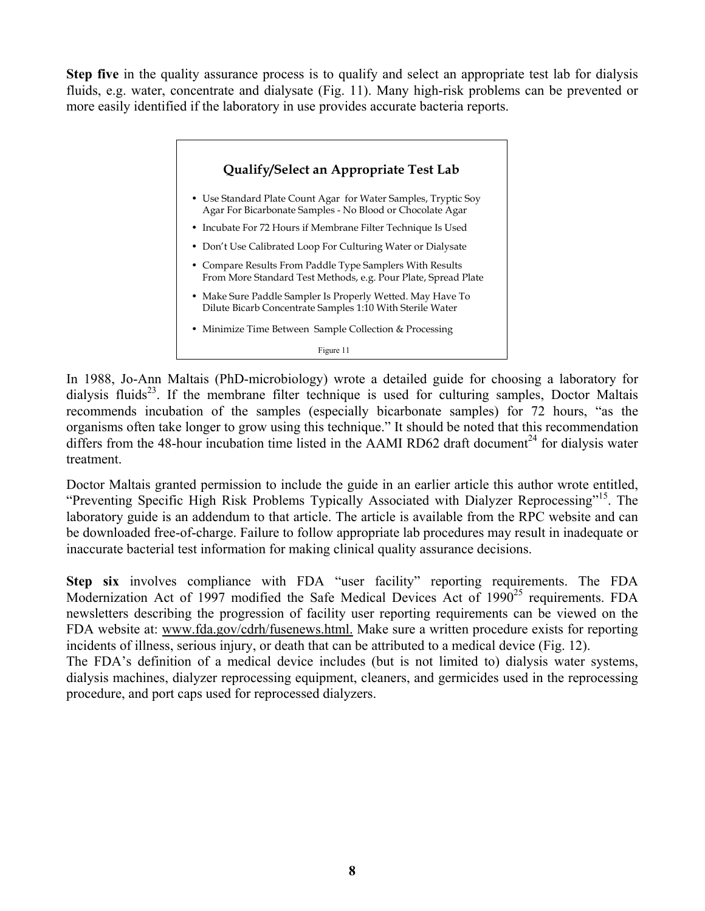**Step five** in the quality assurance process is to qualify and select an appropriate test lab for dialysis fluids, e.g. water, concentrate and dialysate (Fig. 11). Many high-risk problems can be prevented or more easily identified if the laboratory in use provides accurate bacteria reports.

**Qualify/Select an Appropriate Test Lab**

- Use Standard Plate Count Agar for Water Samples, Tryptic Soy Agar For Bicarbonate Samples - No Blood or Chocolate Agar
- Incubate For 72 Hours if Membrane Filter Technique Is Used
- Don't Use Calibrated Loop For Culturing Water or Dialysate
- Compare Results From Paddle Type Samplers With Results From More Standard Test Methods, e.g. Pour Plate, Spread Plate
- Make Sure Paddle Sampler Is Properly Wetted. May Have To Dilute Bicarb Concentrate Samples 1:10 With Sterile Water
- Minimize Time Between Sample Collection & Processing

Figure 11

In 1988, Jo-Ann Maltais (PhD-microbiology) wrote a detailed guide for choosing a laboratory for dialysis fluids[23]. If the membrane filter technique is used for culturing samples, Doctor Maltais recommends incubation of the samples (especially bicarbonate samples) for 72 hours, "as the organisms often take longer to grow using this technique." It should be noted that this recommendation differs from the 48-hour incubation time listed in the AAMI RD62 draft document[24] for dialysis water treatment.

Doctor Maltais granted permission to include the guide in an earlier article this author wrote entitled, "Preventing Specific High Risk Problems Typically Associated with Dialyzer Reprocessing"[15]. The laboratory guide is an addendum to that article. The article is available from the RPC website and can be downloaded free-of-charge. Failure to follow appropriate lab procedures may result in inadequate or inaccurate bacterial test information for making clinical quality assurance decisions.

**Step six** involves compliance with FDA "user facility" reporting requirements. The FDA Modernization Act of 1997 modified the Safe Medical Devices Act of 1990[25] requirements. FDA newsletters describing the progression of facility user reporting requirements can be viewed on the FDA website at: www.fda.gov/cdrh/fusenews.html. Make sure a written procedure exists for reporting incidents of illness, serious injury, or death that can be attributed to a medical device (Fig. 12).

The FDA's definition of a medical device includes (but is not limited to) dialysis water systems, dialysis machines, dialyzer reprocessing equipment, cleaners, and germicides used in the reprocessing procedure, and port caps used for reprocessed dialyzers.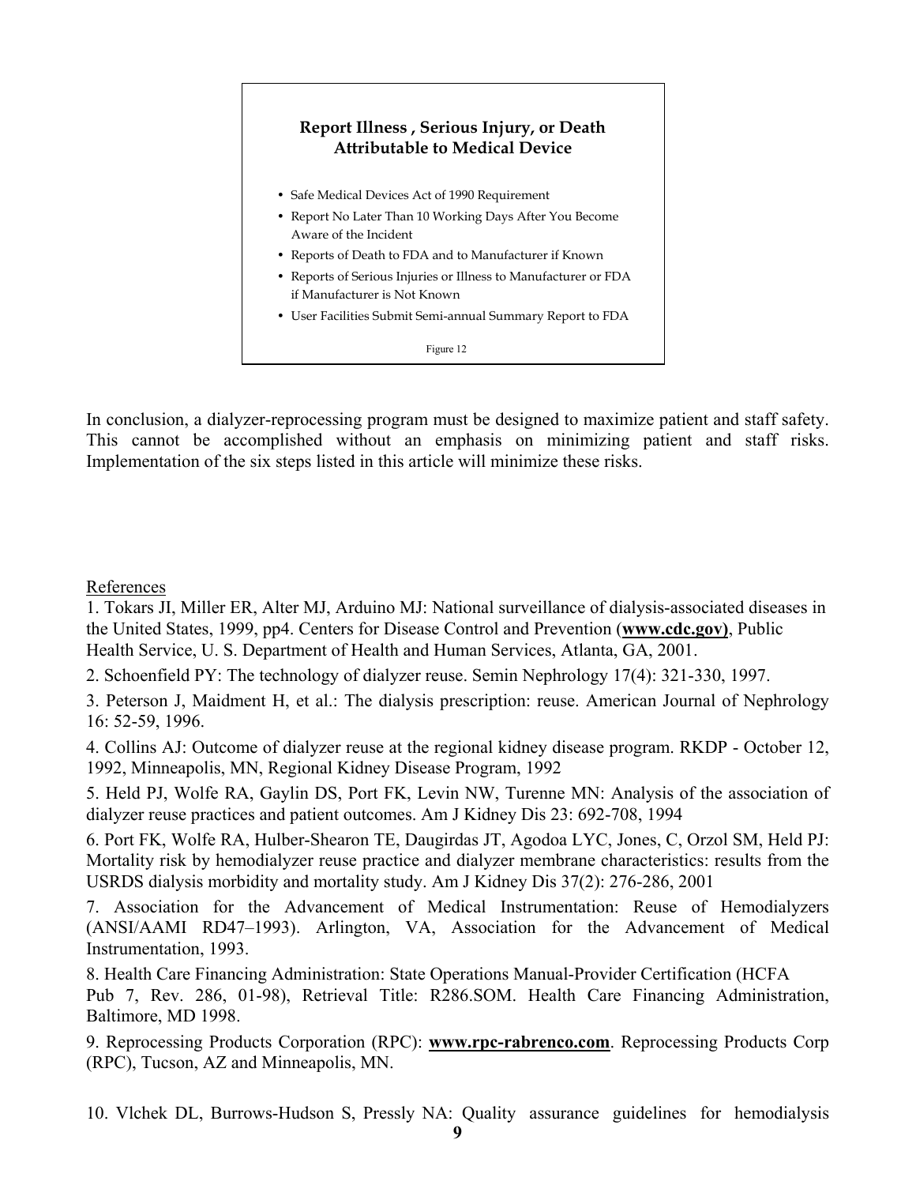**Report Illness , Serious Injury, or Death Attributable to Medical Device**

- Safe Medical Devices Act of 1990 Requirement
- Report No Later Than 10 Working Days After You Become Aware of the Incident
- Reports of Death to FDA and to Manufacturer if Known
- Reports of Serious Injuries or Illness to Manufacturer or FDA if Manufacturer is Not Known
- User Facilities Submit Semi-annual Summary Report to FDA

Figure 12

In conclusion, a dialyzer-reprocessing program must be designed to maximize patient and staff safety. This cannot be accomplished without an emphasis on minimizing patient and staff risks. Implementation of the six steps listed in this article will minimize these risks.

References

1. Tokars JI, Miller ER, Alter MJ, Arduino MJ: National surveillance of dialysis-associated diseases in the United States, 1999, pp4. Centers for Disease Control and Prevention (**www.cdc.gov)**, Public Health Service, U. S. Department of Health and Human Services, Atlanta, GA, 2001.

2. Schoenfield PY: The technology of dialyzer reuse. Semin Nephrology 17(4): 321-330, 1997.

3. Peterson J, Maidment H, et al.: The dialysis prescription: reuse. American Journal of Nephrology 16: 52-59, 1996.

4. Collins AJ: Outcome of dialyzer reuse at the regional kidney disease program. RKDP - October 12, 1992, Minneapolis, MN, Regional Kidney Disease Program, 1992

5. Held PJ, Wolfe RA, Gaylin DS, Port FK, Levin NW, Turenne MN: Analysis of the association of dialyzer reuse practices and patient outcomes. Am J Kidney Dis 23: 692-708, 1994

6. Port FK, Wolfe RA, Hulber-Shearon TE, Daugirdas JT, Agodoa LYC, Jones, C, Orzol SM, Held PJ: Mortality risk by hemodialyzer reuse practice and dialyzer membrane characteristics: results from the USRDS dialysis morbidity and mortality study. Am J Kidney Dis 37(2): 276-286, 2001

7. Association for the Advancement of Medical Instrumentation: Reuse of Hemodialyzers (ANSI/AAMI RD47–1993). Arlington, VA, Association for the Advancement of Medical Instrumentation, 1993.

8. Health Care Financing Administration: State Operations Manual-Provider Certification (HCFA Pub 7, Rev. 286, 01-98), Retrieval Title: R286.SOM. Health Care Financing Administration, Baltimore, MD 1998.

9. Reprocessing Products Corporation (RPC): **www.rpc-rabrenco.com**. Reprocessing Products Corp (RPC), Tucson, AZ and Minneapolis, MN.

10. Vlchek DL, Burrows-Hudson S, Pressly NA: Quality assurance guidelines for hemodialysis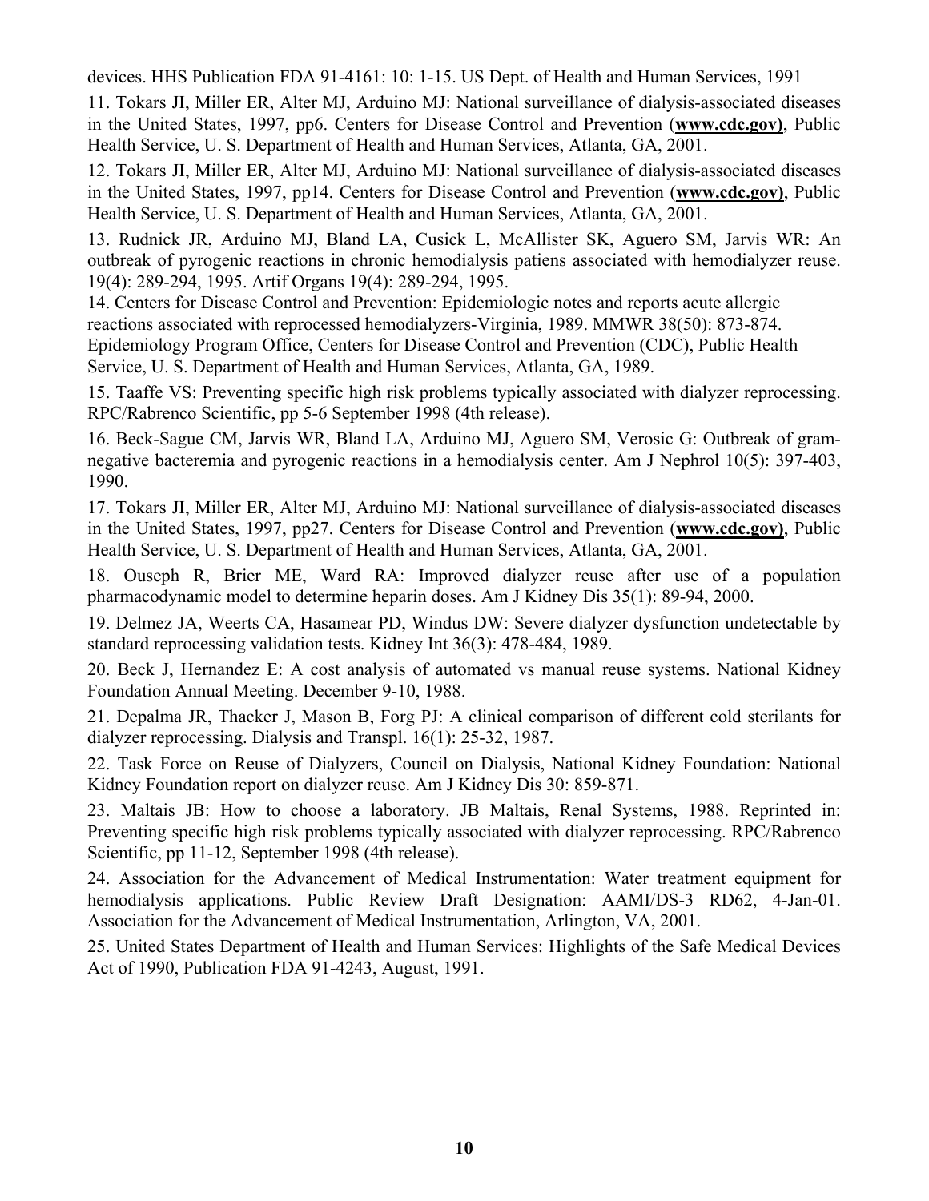devices. HHS Publication FDA 91-4161: 10: 1-15. US Dept. of Health and Human Services, 1991

11. Tokars JI, Miller ER, Alter MJ, Arduino MJ: National surveillance of dialysis-associated diseases in the United States, 1997, pp6. Centers for Disease Control and Prevention (**www.cdc.gov)**, Public Health Service, U. S. Department of Health and Human Services, Atlanta, GA, 2001.

12. Tokars JI, Miller ER, Alter MJ, Arduino MJ: National surveillance of dialysis-associated diseases in the United States, 1997, pp14. Centers for Disease Control and Prevention (**www.cdc.gov)**, Public Health Service, U. S. Department of Health and Human Services, Atlanta, GA, 2001.

13. Rudnick JR, Arduino MJ, Bland LA, Cusick L, McAllister SK, Aguero SM, Jarvis WR: An outbreak of pyrogenic reactions in chronic hemodialysis patiens associated with hemodialyzer reuse. 19(4): 289-294, 1995. Artif Organs 19(4): 289-294, 1995.

14. Centers for Disease Control and Prevention: Epidemiologic notes and reports acute allergic reactions associated with reprocessed hemodialyzers-Virginia, 1989. MMWR 38(50): 873-874. Epidemiology Program Office, Centers for Disease Control and Prevention (CDC), Public Health Service, U. S. Department of Health and Human Services, Atlanta, GA, 1989.

15. Taaffe VS: Preventing specific high risk problems typically associated with dialyzer reprocessing. RPC/Rabrenco Scientific, pp 5-6 September 1998 (4th release).

16. Beck-Sague CM, Jarvis WR, Bland LA, Arduino MJ, Aguero SM, Verosic G: Outbreak of gram-negative bacteremia and pyrogenic reactions in a hemodialysis center. Am J Nephrol 10(5): 397-403, 1990.

17. Tokars JI, Miller ER, Alter MJ, Arduino MJ: National surveillance of dialysis-associated diseases in the United States, 1997, pp27. Centers for Disease Control and Prevention (**www.cdc.gov)**, Public Health Service, U. S. Department of Health and Human Services, Atlanta, GA, 2001.

18. Ouseph R, Brier ME, Ward RA: Improved dialyzer reuse after use of a population pharmacodynamic model to determine heparin doses. Am J Kidney Dis 35(1): 89-94, 2000.

19. Delmez JA, Weerts CA, Hasamear PD, Windus DW: Severe dialyzer dysfunction undetectable by standard reprocessing validation tests. Kidney Int 36(3): 478-484, 1989.

20. Beck J, Hernandez E: A cost analysis of automated vs manual reuse systems. National Kidney Foundation Annual Meeting. December 9-10, 1988.

21. Depalma JR, Thacker J, Mason B, Forg PJ: A clinical comparison of different cold sterilants for dialyzer reprocessing. Dialysis and Transpl. 16(1): 25-32, 1987.

22. Task Force on Reuse of Dialyzers, Council on Dialysis, National Kidney Foundation: National Kidney Foundation report on dialyzer reuse. Am J Kidney Dis 30: 859-871.

23. Maltais JB: How to choose a laboratory. JB Maltais, Renal Systems, 1988. Reprinted in: Preventing specific high risk problems typically associated with dialyzers reprocessing. RPC/Rabrenco Scientific, pp 11-12, September 1998 (4th release).

24. Association for the Advancement of Medical Instrumentation: Water treatment equipment for hemodialysis applications. Public Review Draft Designation: AAMI/DS-3 RD62, 4-Jan-01. Association for the Advancement of Medical Instrumentation, Arlington, VA, 2001.

25. United States Department of Health and Human Services: Highlights of the Safe Medical Devices Act of 1990, Publication FDA 91-4243, August, 1991.